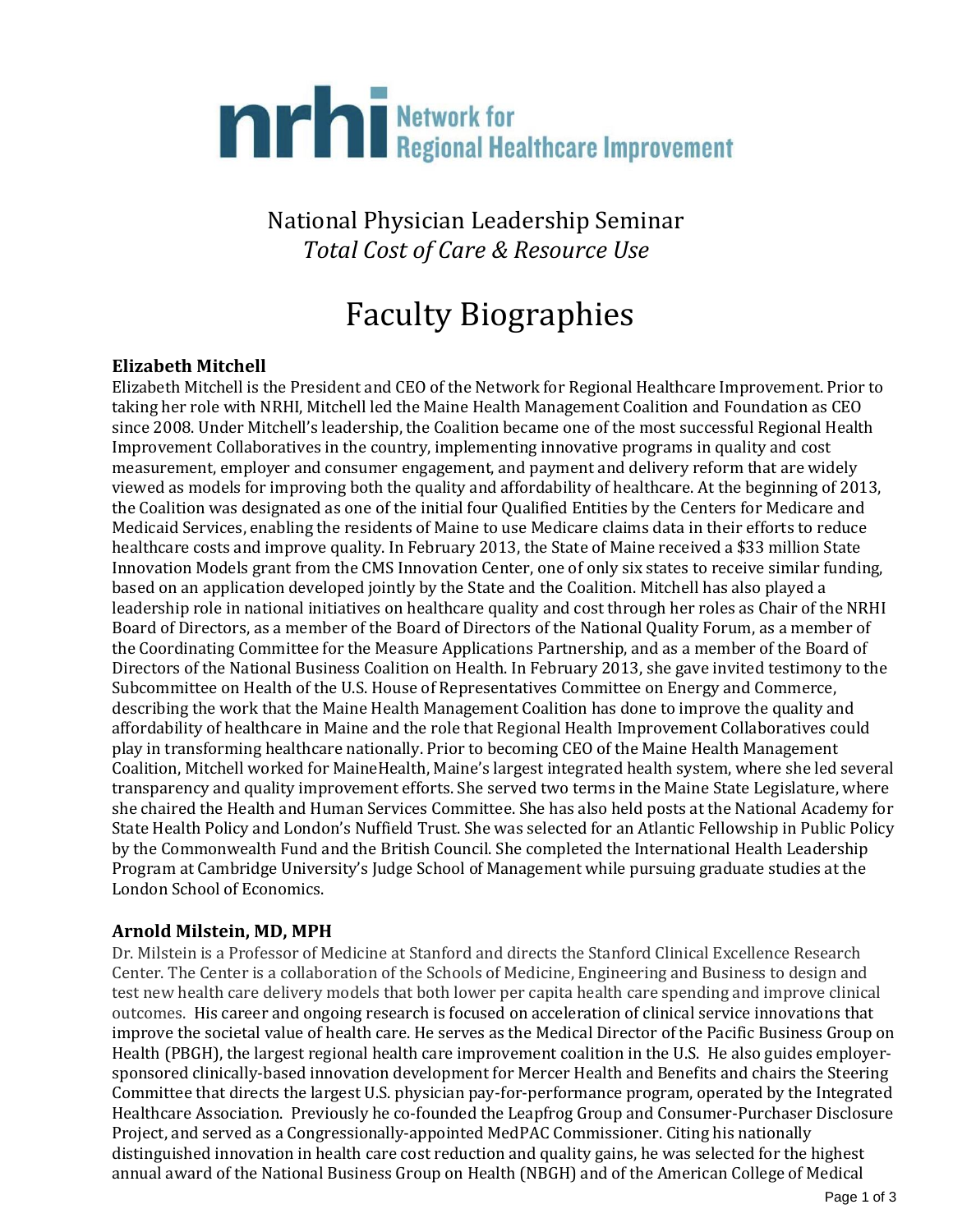**nrhi** Network for Regional Healthcare Improvement

# National Physician Leadership Seminar

*Total Cost of Care & Resource Use*

# Faculty Biographies

### Elizabeth Mitchell

Elizabeth Mitchell is the President and CEO of the Network for Regional Healthcare Improvement. Prior to taking her role with NRHI, Mitchell led the Maine Health Management Coalition and Foundation as CEO since 2008. Under Mitchell's leadership, the Coalition became one of the most successful Regional Health Improvement Collaboratives in the country, implementing innovative programs in quality and cost measurement, employer and consumer engagement, and payment and delivery reform that are widely viewed as models for improving both the quality and affordability of healthcare. At the beginning of 2013, the Coalition was designated as one of the initial four Qualified Entities by the Centers for Medicare and Medicaid Services, enabling the residents of Maine to use Medicare claims data in their efforts to reduce healthcare costs and improve quality. In February 2013, the State of Maine received a $33 million State Innovation Models grant from the CMS Innovation Center, one of only six states to receive similar funding, based on an application developed jointly by the State and the Coalition. Mitchell has also played a leadership role in national initiatives on healthcare quality and cost through her roles as Chair of the NRHI Board of Directors, as a member of the Board of Directors of the National Quality Forum, as a member of the Coordinating Committee for the Measure Applications Partnership, and as a member of the Board of Directors of the National Business Coalition on Health. In February 2013, she gave invited testimony to the Subcommittee on Health of the U.S. House of Representatives Committee on Energy and Commerce, describing the work that the Maine Health Management Coalition has done to improve the quality and affordability of healthcare in Maine and the role that Regional Health Improvement Collaboratives could play in transforming healthcare nationally. Prior to becoming CEO of the Maine Health Management Coalition, Mitchell worked for MaineHealth, Maine's largest integrated health system, where she led several transparency and quality improvement efforts. She served two terms in the Maine State Legislature, where she chaired the Health and Human Services Committee. She has also held posts at the National Academy for State Health Policy and London's Nuffield Trust. She was selected for an Atlantic Fellowship in Public Policy by the Commonwealth Fund and the British Council. She completed the International Health Leadership Program at Cambridge University's Judge School of Management while pursuing graduate studies at the London School of Economics.

### Arnold Milstein, MD, MPH

Dr. Milstein is a Professor of Medicine at Stanford and directs the Stanford Clinical Excellence Research Center. The Center is a collaboration of the Schools of Medicine, Engineering and Business to design and test new health care delivery models that both lower per capita health care spending and improve clinical outcomes. His career and ongoing research is focused on acceleration of clinical service innovations that improve the societal value of health care. He serves as the Medical Director of the Pacific Business Group on Health (PBGH), the largest regional health care improvement coalition in the U.S. He also guides employer-sponsored clinically-based innovation development for Mercer Health and Benefits and chairs the Steering Committee that directs the largest U.S. physician pay-for-performance program, operated by the Integrated Healthcare Association. Previously he co-founded the Leapfrog Group and Consumer-Purchaser Disclosure Project, and served as a Congressionally-appointed MedPAC Commissioner. Citing his nationally distinguished innovation in health care cost reduction and quality gains, he was selected for the highest annual award of the National Business Group on Health (NBGH) and of the American College of Medical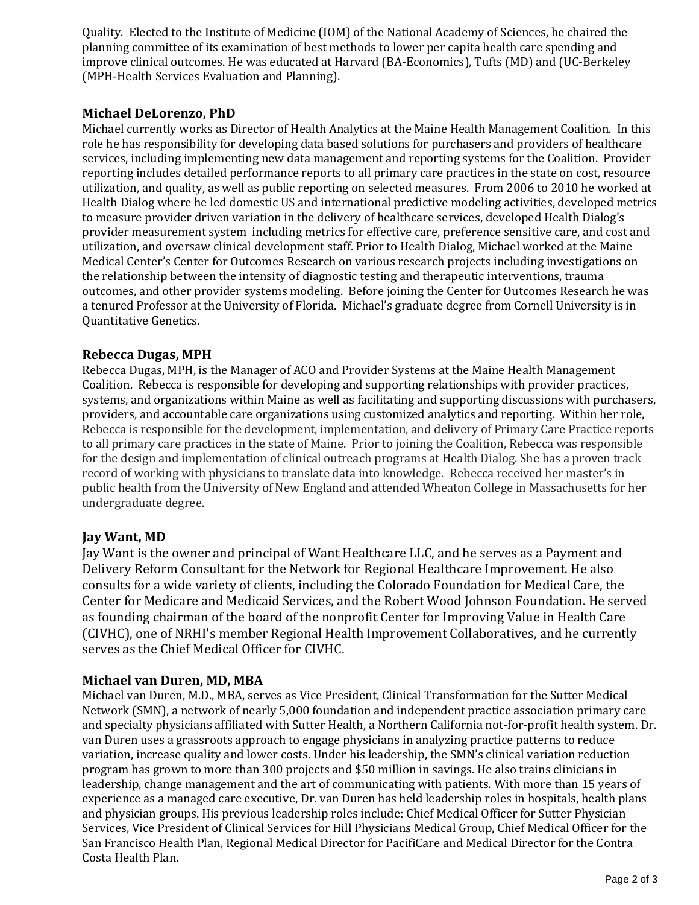Quality. Elected to the Institute of Medicine (IOM) of the National Academy of Sciences, he chaired the planning committee of its examination of best methods to lower per capita health care spending and improve clinical outcomes. He was educated at Harvard (BA-Economics), Tufts (MD) and (UC-Berkeley (MPH-Health Services Evaluation and Planning).

### Michael DeLorenzo, PhD

Michael currently works as Director of Health Analytics at the Maine Health Management Coalition. In this role he has responsibility for developing data based solutions for purchasers and providers of healthcare services, including implementing new data management and reporting systems for the Coalition. Provider reporting includes detailed performance reports to all primary care practices in the state on cost, resource utilization, and quality, as well as public reporting on selected measures. From 2006 to 2010 he worked at Health Dialog where he led domestic US and international predictive modeling activities, developed metrics to measure provider driven variation in the delivery of healthcare services, developed Health Dialog's provider measurement system including metrics for effective care, preference sensitive care, and cost and utilization, and oversaw clinical development staff. Prior to Health Dialog, Michael worked at the Maine Medical Center's Center for Outcomes Research on various research projects including investigations on the relationship between the intensity of diagnostic testing and therapeutic interventions, trauma outcomes, and other provider systems modeling. Before joining the Center for Outcomes Research he was a tenured Professor at the University of Florida. Michael's graduate degree from Cornell University is in Quantitative Genetics.

### Rebecca Dugas, MPH

Rebecca Dugas, MPH, is the Manager of ACO and Provider Systems at the Maine Health Management Coalition. Rebecca is responsible for developing and supporting relationships with provider practices, systems, and organizations within Maine as well as facilitating and supporting discussions with purchasers, providers, and accountable care organizations using customized analytics and reporting. Within her role, Rebecca is responsible for the development, implementation, and delivery of Primary Care Practice reports to all primary care practices in the state of Maine. Prior to joining the Coalition, Rebecca was responsible for the design and implementation of clinical outreach programs at Health Dialog. She has a proven track record of working with physicians to translate data into knowledge. Rebecca received her master's in public health from the University of New England and attended Wheaton College in Massachusetts for her undergraduate degree.

### Jay Want, MD

Jay Want is the owner and principal of Want Healthcare LLC, and he serves as a Payment and Delivery Reform Consultant for the Network for Regional Healthcare Improvement. He also consults for a wide variety of clients, including the Colorado Foundation for Medical Care, the Center for Medicare and Medicaid Services, and the Robert Wood Johnson Foundation. He served as founding chairman of the board of the nonprofit Center for Improving Value in Health Care (CIVHC), one of NRHI's member Regional Health Improvement Collaboratives, and he currently serves as the Chief Medical Officer for CIVHC.

### Michael van Duren, MD, MBA

Michael van Duren, M.D., MBA, serves as Vice President, Clinical Transformation for the Sutter Medical Network (SMN), a network of nearly 5,000 foundation and independent practice association primary care and specialty physicians affiliated with Sutter Health, a Northern California not-for-profit health system. Dr. van Duren uses a grassroots approach to engage physicians in analyzing practice patterns to reduce variation, increase quality and lower costs. Under his leadership, the SMN's clinical variation reduction program has grown to more than 300 projects and $50 million in savings. He also trains clinicians in leadership, change management and the art of communicating with patients. With more than 15 years of experience as a managed care executive, Dr. van Duren has held leadership roles in hospitals, health plans and physician groups. His previous leadership roles include: Chief Medical Officer for Sutter Physician Services, Vice President of Clinical Services for Hill Physicians Medical Group, Chief Medical Officer for the San Francisco Health Plan, Regional Medical Director for PacifiCare and Medical Director for the Contra Costa Health Plan.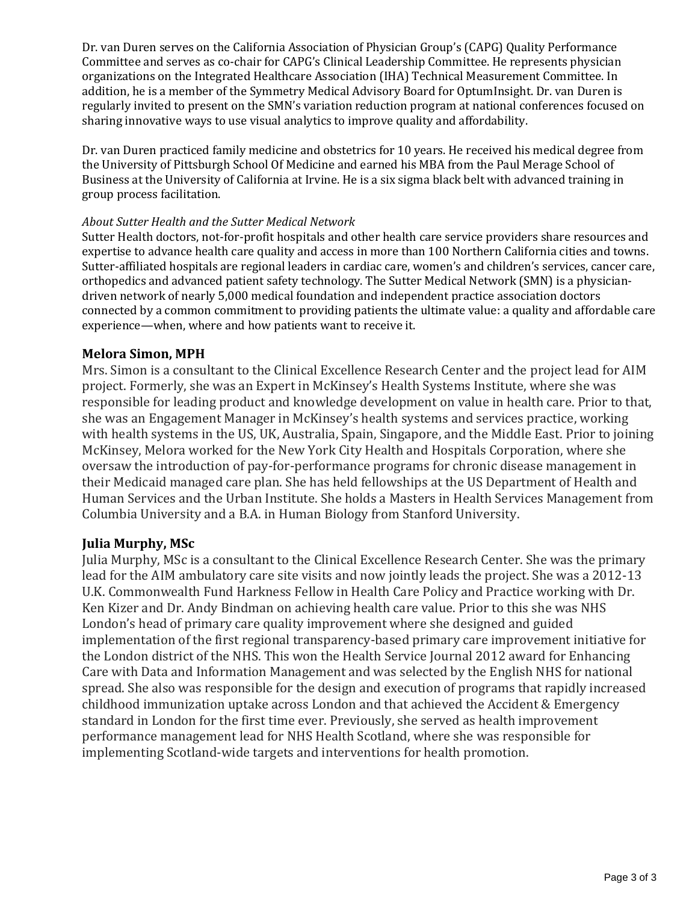Dr. van Duren serves on the California Association of Physician Group's (CAPG) Quality Performance Committee and serves as co-chair for CAPG's Clinical Leadership Committee. He represents physician organizations on the Integrated Healthcare Association (IHA) Technical Measurement Committee. In addition, he is a member of the Symmetry Medical Advisory Board for OptumInsight. Dr. van Duren is regularly invited to present on the SMN's variation reduction program at national conferences focused on sharing innovative ways to use visual analytics to improve quality and affordability.

Dr. van Duren practiced family medicine and obstetrics for 10 years. He received his medical degree from the University of Pittsburgh School Of Medicine and earned his MBA from the Paul Merage School of Business at the University of California at Irvine. He is a six sigma black belt with advanced training in group process facilitation.

*About Sutter Health and the Sutter Medical Network*
Sutter Health doctors, not-for-profit hospitals and other health care service providers share resources and expertise to advance health care quality and access in more than 100 Northern California cities and towns. Sutter-affiliated hospitals are regional leaders in cardiac care, women's and children's services, cancer care, orthopedics and advanced patient safety technology. The Sutter Medical Network (SMN) is a physician-driven network of nearly 5,000 medical foundation and independent practice association doctors connected by a common commitment to providing patients the ultimate value: a quality and affordable care experience—when, where and how patients want to receive it.

## Melora Simon, MPH

Mrs. Simon is a consultant to the Clinical Excellence Research Center and the project lead for AIM project. Formerly, she was an Expert in McKinsey's Health Systems Institute, where she was responsible for leading product and knowledge development on value in health care. Prior to that, she was an Engagement Manager in McKinsey's health systems and services practice, working with health systems in the US, UK, Australia, Spain, Singapore, and the Middle East. Prior to joining McKinsey, Melora worked for the New York City Health and Hospitals Corporation, where she oversaw the introduction of pay-for-performance programs for chronic disease management in their Medicaid managed care plan. She has held fellowships at the US Department of Health and Human Services and the Urban Institute. She holds a Masters in Health Services Management from Columbia University and a B.A. in Human Biology from Stanford University.

## Julia Murphy, MSc

Julia Murphy, MSc is a consultant to the Clinical Excellence Research Center. She was the primary lead for the AIM ambulatory care site visits and now jointly leads the project. She was a 2012-13 U.K. Commonwealth Fund Harkness Fellow in Health Care Policy and Practice working with Dr. Ken Kizer and Dr. Andy Bindman on achieving health care value. Prior to this she was NHS London's head of primary care quality improvement where she designed and guided implementation of the first regional transparency-based primary care improvement initiative for the London district of the NHS. This won the Health Service Journal 2012 award for Enhancing Care with Data and Information Management and was selected by the English NHS for national spread. She also was responsible for the design and execution of programs that rapidly increased childhood immunization uptake across London and that achieved the Accident & Emergency standard in London for the first time ever. Previously, she served as health improvement performance management lead for NHS Health Scotland, where she was responsible for implementing Scotland-wide targets and interventions for health promotion.